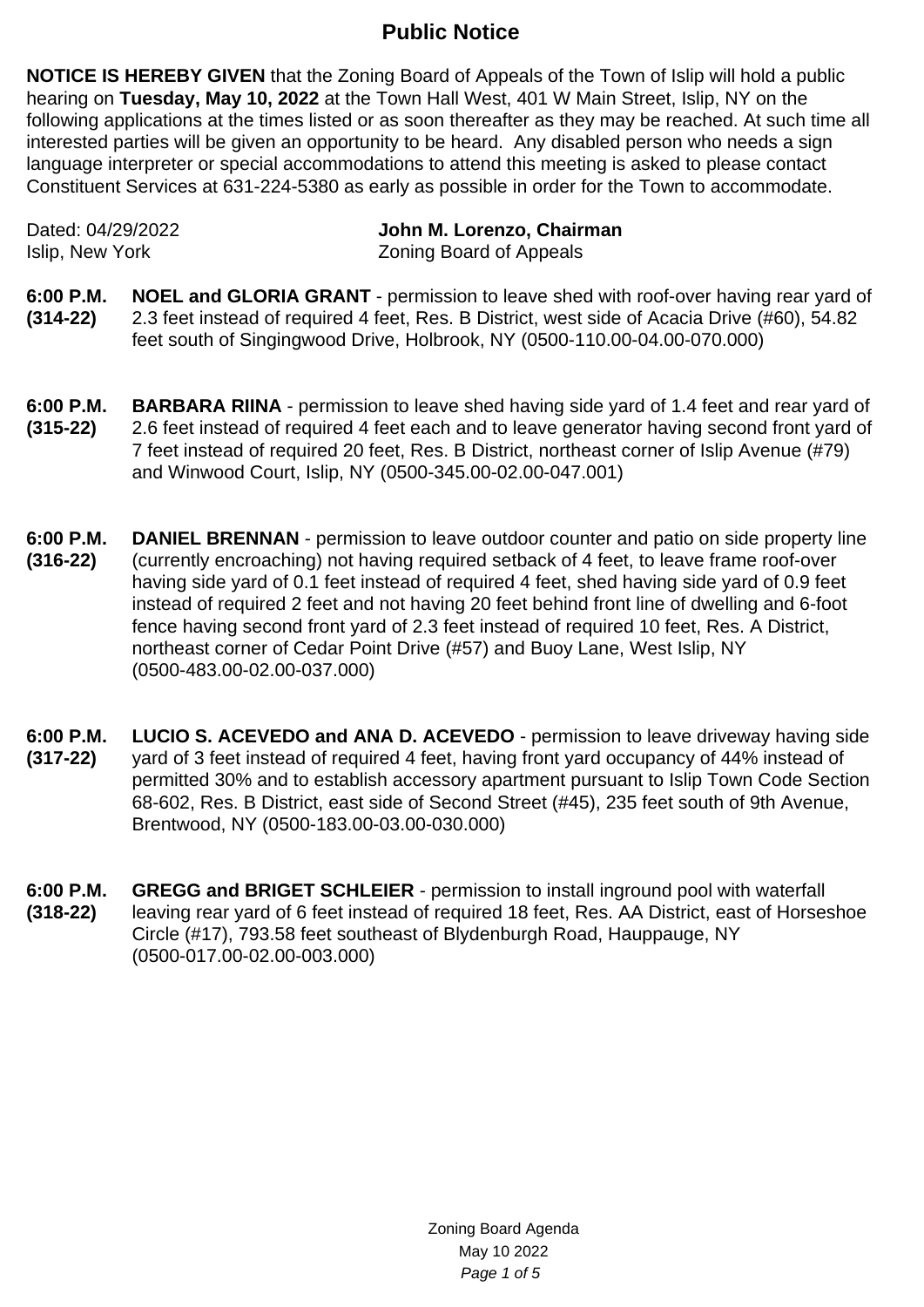# Public Notice

**NOTICE IS HEREBY GIVEN** that the Zoning Board of Appeals of the Town of Islip will hold a public hearing on **Tuesday, May 10, 2022** at the Town Hall West, 401 W Main Street, Islip, NY on the following applications at the times listed or as soon thereafter as they may be reached. At such time all interested parties will be given an opportunity to be heard. Any disabled person who needs a sign language interpreter or special accommodations to attend this meeting is asked to please contact Constituent Services at 631-224-5380 as early as possible in order for the Town to accommodate.

Dated: 04/29/2022
Islip, New York

**John M. Lorenzo, Chairman**
Zoning Board of Appeals

**6:00 P.M. (314-22)** **NOEL and GLORIA GRANT** - permission to leave shed with roof-over having rear yard of 2.3 feet instead of required 4 feet, Res. B District, west side of Acacia Drive (#60), 54.82 feet south of Singingwood Drive, Holbrook, NY (0500-110.00-04.00-070.000)

**6:00 P.M. (315-22)** **BARBARA RIINA** - permission to leave shed having side yard of 1.4 feet and rear yard of 2.6 feet instead of required 4 feet each and to leave generator having second front yard of 7 feet instead of required 20 feet, Res. B District, northeast corner of Islip Avenue (#79) and Winwood Court, Islip, NY (0500-345.00-02.00-047.001)

**6:00 P.M. (316-22)** **DANIEL BRENNAN** - permission to leave outdoor counter and patio on side property line (currently encroaching) not having required setback of 4 feet, to leave frame roof-over having side yard of 0.1 feet instead of required 4 feet, shed having side yard of 0.9 feet instead of required 2 feet and not having 20 feet behind front line of dwelling and 6-foot fence having second front yard of 2.3 feet instead of required 10 feet, Res. A District, northeast corner of Cedar Point Drive (#57) and Buoy Lane, West Islip, NY (0500-483.00-02.00-037.000)

**6:00 P.M. (317-22)** **LUCIO S. ACEVEDO and ANA D. ACEVEDO** - permission to leave driveway having side yard of 3 feet instead of required 4 feet, having front yard occupancy of 44% instead of permitted 30% and to establish accessory apartment pursuant to Islip Town Code Section 68-602, Res. B District, east side of Second Street (#45), 235 feet south of 9th Avenue, Brentwood, NY (0500-183.00-03.00-030.000)

**6:00 P.M. (318-22)** **GREGG and BRIGET SCHLEIER** - permission to install inground pool with waterfall leaving rear yard of 6 feet instead of required 18 feet, Res. AA District, east of Horseshoe Circle (#17), 793.58 feet southeast of Blydenburgh Road, Hauppauge, NY (0500-017.00-02.00-003.000)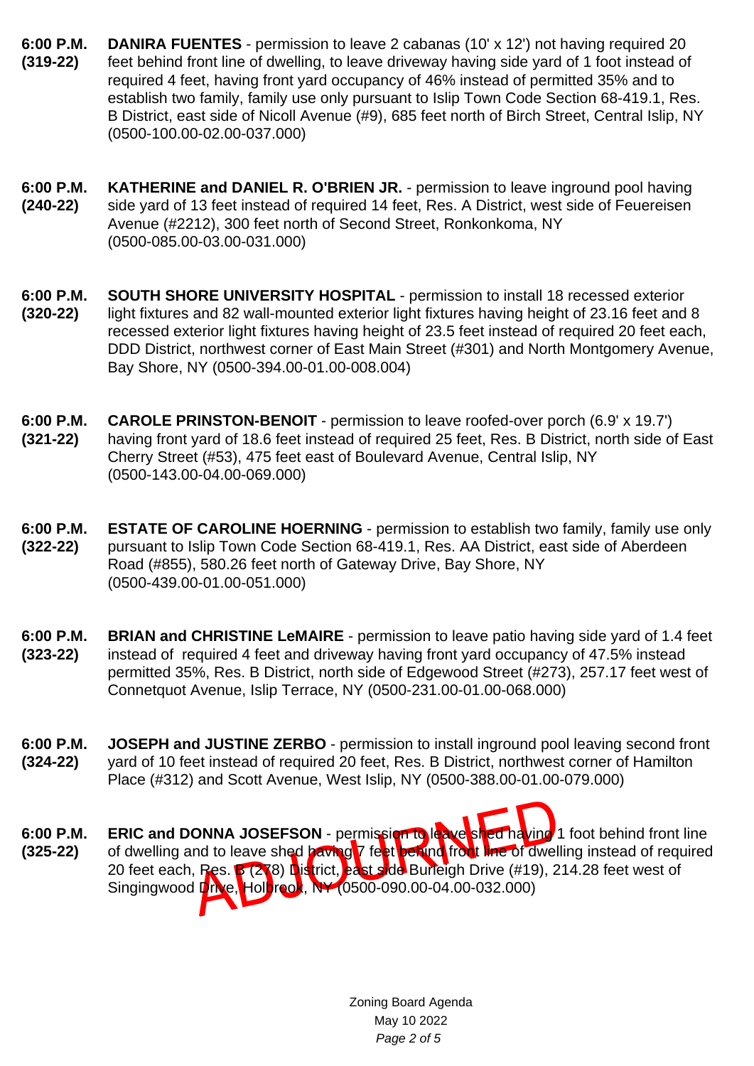**6:00 P.M. (319-22)** **DANIRA FUENTES** - permission to leave 2 cabanas (10' x 12') not having required 20 feet behind front line of dwelling, to leave driveway having side yard of 1 foot instead of required 4 feet, having front yard occupancy of 46% instead of permitted 35% and to establish two family, family use only pursuant to Islip Town Code Section 68-419.1, Res. B District, east side of Nicoll Avenue (#9), 685 feet north of Birch Street, Central Islip, NY (0500-100.00-02.00-037.000)

**6:00 P.M. (240-22)** **KATHERINE and DANIEL R. O'BRIEN JR.** - permission to leave inground pool having side yard of 13 feet instead of required 14 feet, Res. A District, west side of Feuereisen Avenue (#2212), 300 feet north of Second Street, Ronkonkoma, NY (0500-085.00-03.00-031.000)

**6:00 P.M. (320-22)** **SOUTH SHORE UNIVERSITY HOSPITAL** - permission to install 18 recessed exterior light fixtures and 82 wall-mounted exterior light fixtures having height of 23.16 feet and 8 recessed exterior light fixtures having height of 23.5 feet instead of required 20 feet each, DDD District, northwest corner of East Main Street (#301) and North Montgomery Avenue, Bay Shore, NY (0500-394.00-01.00-008.004)

**6:00 P.M. (321-22)** **CAROLE PRINSTON-BENOIT** - permission to leave roofed-over porch (6.9' x 19.7') having front yard of 18.6 feet instead of required 25 feet, Res. B District, north side of East Cherry Street (#53), 475 feet east of Boulevard Avenue, Central Islip, NY (0500-143.00-04.00-069.000)

**6:00 P.M. (322-22)** **ESTATE OF CAROLINE HOERNING** - permission to establish two family, family use only pursuant to Islip Town Code Section 68-419.1, Res. AA District, east side of Aberdeen Road (#855), 580.26 feet north of Gateway Drive, Bay Shore, NY (0500-439.00-01.00-051.000)

**6:00 P.M. (323-22)** **BRIAN and CHRISTINE LeMAIRE** - permission to leave patio having side yard of 1.4 feet instead of required 4 feet and driveway having front yard occupancy of 47.5% instead permitted 35%, Res. B District, north side of Edgewood Street (#273), 257.17 feet west of Connetquot Avenue, Islip Terrace, NY (0500-231.00-01.00-068.000)

**6:00 P.M. (324-22)** **JOSEPH and JUSTINE ZERBO** - permission to install inground pool leaving second front yard of 10 feet instead of required 20 feet, Res. B District, northwest corner of Hamilton Place (#312) and Scott Avenue, West Islip, NY (0500-388.00-01.00-079.000)

**6:00 P.M. (325-22)** **ERIC and DONNA JOSEFSON** - permission to leave shed having 1 foot behind front line of dwelling and to leave shed having 7 feet behind front line of dwelling instead of required 20 feet each, Res. B (278) District, east side Burleigh Drive (#19), 214.28 feet west of Singingwood Drive, Holbrook, NY (0500-090.00-04.00-032.000)

ADJOURNED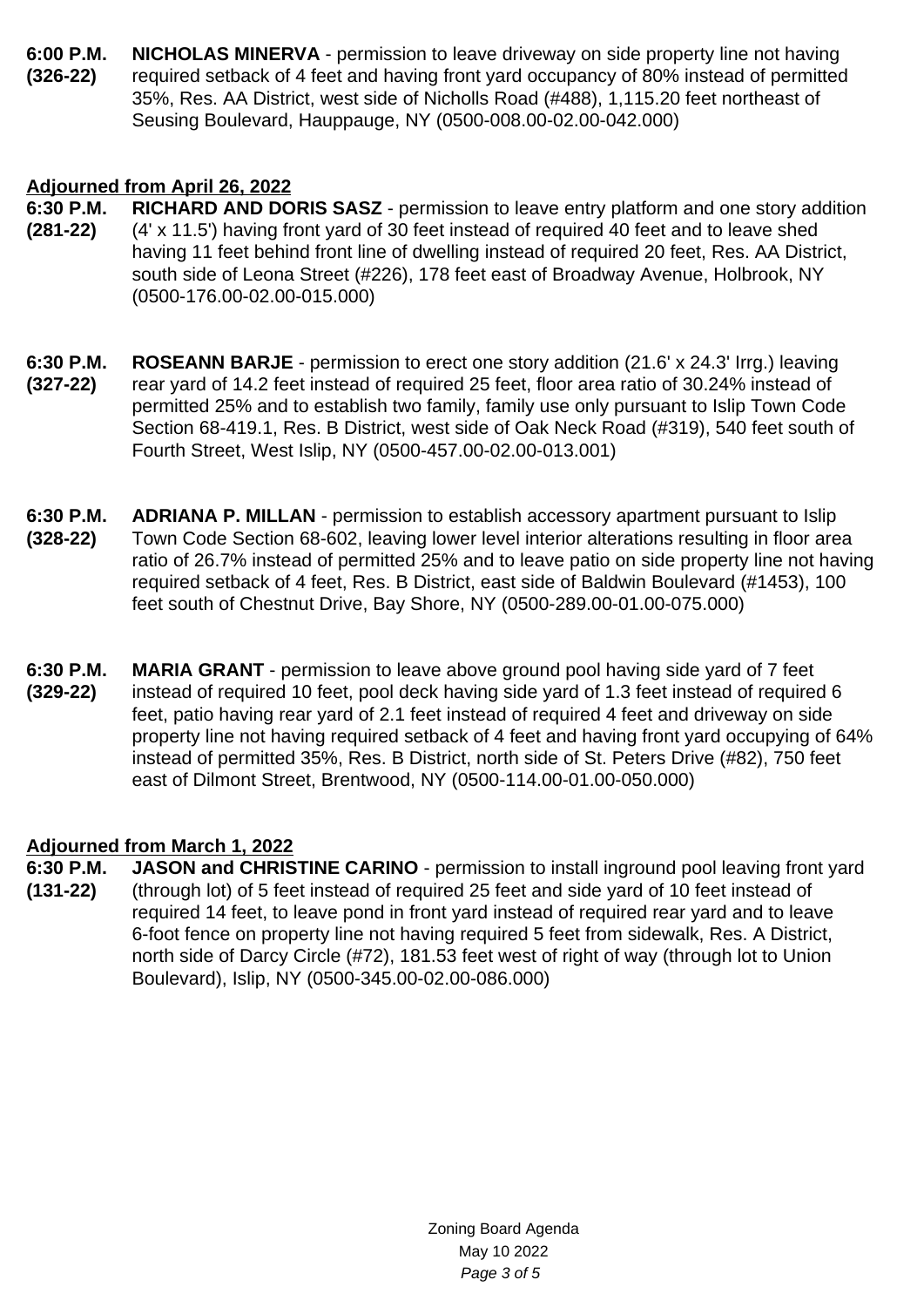**6:00 P.M.** **(326-22)** **NICHOLAS MINERVA** - permission to leave driveway on side property line not having required setback of 4 feet and having front yard occupancy of 80% instead of permitted 35%, Res. AA District, west side of Nicholls Road (#488), 1,115.20 feet northeast of Seusing Boulevard, Hauppauge, NY (0500-008.00-02.00-042.000)

**Adjourned from April 26, 2022**

**6:30 P.M.** **(281-22)** **RICHARD AND DORIS SASZ** - permission to leave entry platform and one story addition (4' x 11.5') having front yard of 30 feet instead of required 40 feet and to leave shed having 11 feet behind front line of dwelling instead of required 20 feet, Res. AA District, south side of Leona Street (#226), 178 feet east of Broadway Avenue, Holbrook, NY (0500-176.00-02.00-015.000)

**6:30 P.M.** **(327-22)** **ROSEANN BARJE** - permission to erect one story addition (21.6' x 24.3' Irrg.) leaving rear yard of 14.2 feet instead of required 25 feet, floor area ratio of 30.24% instead of permitted 25% and to establish two family, family use only pursuant to Islip Town Code Section 68-419.1, Res. B District, west side of Oak Neck Road (#319), 540 feet south of Fourth Street, West Islip, NY (0500-457.00-02.00-013.001)

**6:30 P.M.** **(328-22)** **ADRIANA P. MILLAN** - permission to establish accessory apartment pursuant to Islip Town Code Section 68-602, leaving lower level interior alterations resulting in floor area ratio of 26.7% instead of permitted 25% and to leave patio on side property line not having required setback of 4 feet, Res. B District, east side of Baldwin Boulevard (#1453), 100 feet south of Chestnut Drive, Bay Shore, NY (0500-289.00-01.00-075.000)

**6:30 P.M.** **(329-22)** **MARIA GRANT** - permission to leave above ground pool having side yard of 7 feet instead of required 10 feet, pool deck having side yard of 1.3 feet instead of required 6 feet, patio having rear yard of 2.1 feet instead of required 4 feet and driveway on side property line not having required setback of 4 feet and having front yard occupying of 64% instead of permitted 35%, Res. B District, north side of St. Peters Drive (#82), 750 feet east of Dilmont Street, Brentwood, NY (0500-114.00-01.00-050.000)

**Adjourned from March 1, 2022**

**6:30 P.M.** **(131-22)** **JASON and CHRISTINE CARINO** - permission to install inground pool leaving front yard (through lot) of 5 feet instead of required 25 feet and side yard of 10 feet instead of required 14 feet, to leave pond in front yard instead of required rear yard and to leave 6-foot fence on property line not having required 5 feet from sidewalk, Res. A District, north side of Darcy Circle (#72), 181.53 feet west of right of way (through lot to Union Boulevard), Islip, NY (0500-345.00-02.00-086.000)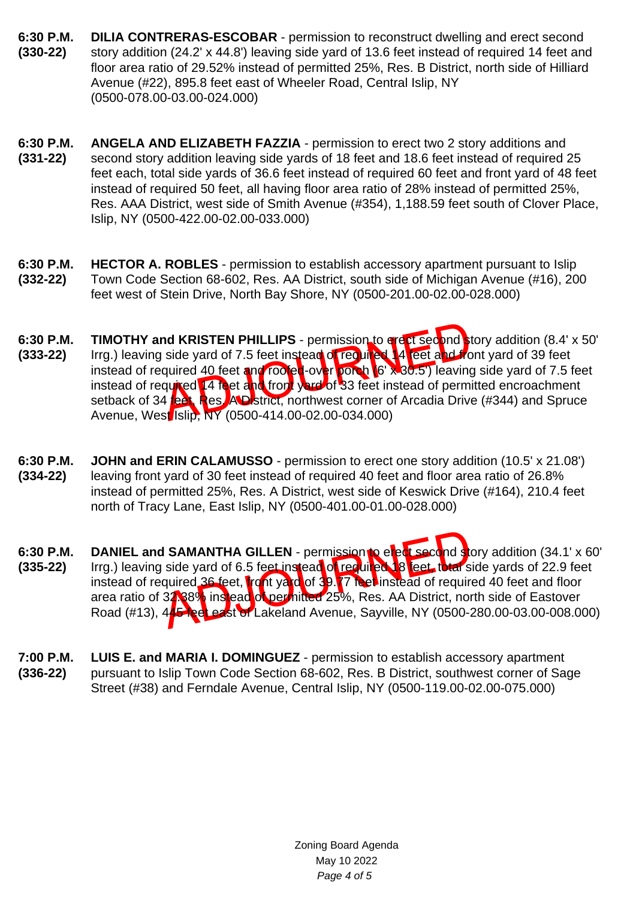**6:30 P.M.** **(330-22)** **DILIA CONTRERAS-ESCOBAR** - permission to reconstruct dwelling and erect second story addition (24.2' x 44.8') leaving side yard of 13.6 feet instead of required 14 feet and floor area ratio of 29.52% instead of permitted 25%, Res. B District, north side of Hilliard Avenue (#22), 895.8 feet east of Wheeler Road, Central Islip, NY (0500-078.00-03.00-024.000)

**6:30 P.M.** **(331-22)** **ANGELA AND ELIZABETH FAZZIA** - permission to erect two 2 story additions and second story addition leaving side yards of 18 feet and 18.6 feet instead of required 25 feet each, total side yards of 36.6 feet instead of required 60 feet and front yard of 48 feet instead of required 50 feet, all having floor area ratio of 28% instead of permitted 25%, Res. AAA District, west side of Smith Avenue (#354), 1,188.59 feet south of Clover Place, Islip, NY (0500-422.00-02.00-033.000)

**6:30 P.M.** **(332-22)** **HECTOR A. ROBLES** - permission to establish accessory apartment pursuant to Islip Town Code Section 68-602, Res. AA District, south side of Michigan Avenue (#16), 200 feet west of Stein Drive, North Bay Shore, NY (0500-201.00-02.00-028.000)

**6:30 P.M.** **(333-22)** **TIMOTHY and KRISTEN PHILLIPS** - permission to erect second story addition (8.4' x 50' Irrg.) leaving side yard of 7.5 feet instead of required 14 feet and front yard of 39 feet instead of required 40 feet and roofed-over porch (6' x 30.5') leaving side yard of 7.5 feet instead of required 14 feet and front yard of 33 feet instead of permitted encroachment setback of 34 feet, Res. A District, northwest corner of Arcadia Drive (#344) and Spruce Avenue, West Islip, NY (0500-414.00-02.00-034.000)

ADJOURNED

**6:30 P.M.** **(334-22)** **JOHN and ERIN CALAMUSSO** - permission to erect one story addition (10.5' x 21.08') leaving front yard of 30 feet instead of required 40 feet and floor area ratio of 26.8% instead of permitted 25%, Res. A District, west side of Keswick Drive (#164), 210.4 feet north of Tracy Lane, East Islip, NY (0500-401.00-01.00-028.000)

**6:30 P.M.** **(335-22)** **DANIEL and SAMANTHA GILLEN** - permission to erect second story addition (34.1' x 60' Irrg.) leaving side yard of 6.5 feet instead of required 18 feet, total side yards of 22.9 feet instead of required 36 feet, front yard of 39.77 feet instead of required 40 feet and floor area ratio of 32.38% instead of permitted 25%, Res. AA District, north side of Eastover Road (#13), 445 feet east of Lakeland Avenue, Sayville, NY (0500-280.00-03.00-008.000)

ADJOURNED

**7:00 P.M.** **(336-22)** **LUIS E. and MARIA I. DOMINGUEZ** - permission to establish accessory apartment pursuant to Islip Town Code Section 68-602, Res. B District, southwest corner of Sage Street (#38) and Ferndale Avenue, Central Islip, NY (0500-119.00-02.00-075.000)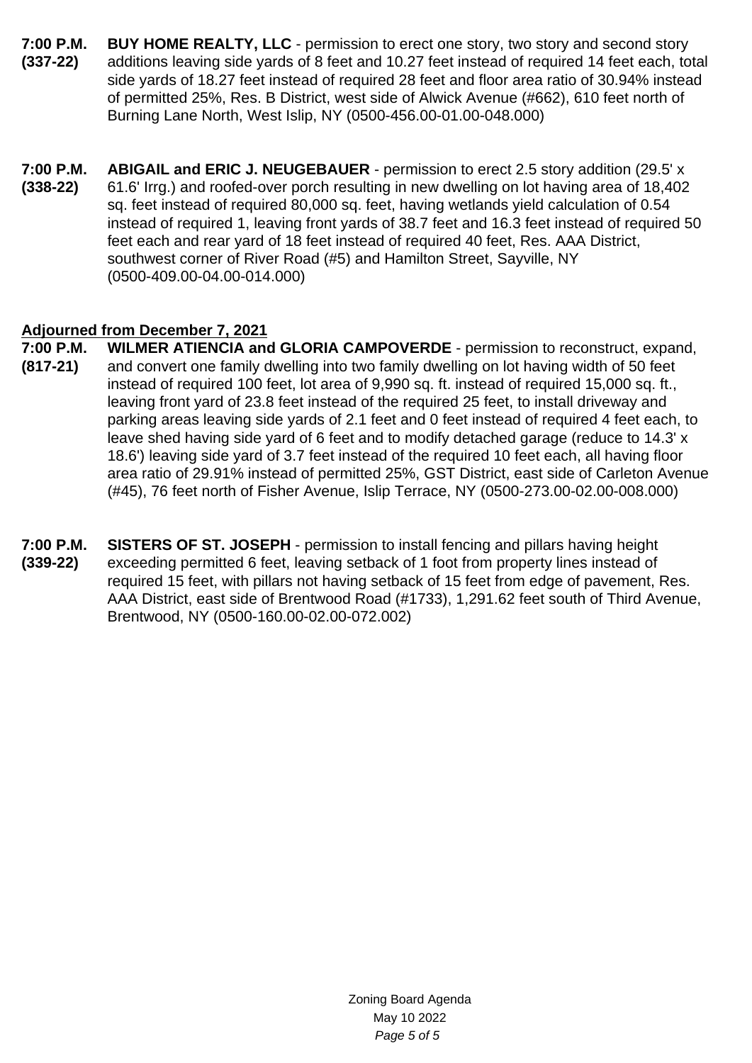**7:00 P.M.** **BUY HOME REALTY, LLC** - permission to erect one story, two story and second story
**(337-22)** additions leaving side yards of 8 feet and 10.27 feet instead of required 14 feet each, total side yards of 18.27 feet instead of required 28 feet and floor area ratio of 30.94% instead of permitted 25%, Res. B District, west side of Alwick Avenue (#662), 610 feet north of Burning Lane North, West Islip, NY (0500-456.00-01.00-048.000)

**7:00 P.M.** **ABIGAIL and ERIC J. NEUGEBAUER** - permission to erect 2.5 story addition (29.5' x
**(338-22)** 61.6' Irrg.) and roofed-over porch resulting in new dwelling on lot having area of 18,402 sq. feet instead of required 80,000 sq. feet, having wetlands yield calculation of 0.54 instead of required 1, leaving front yards of 38.7 feet and 16.3 feet instead of required 50 feet each and rear yard of 18 feet instead of required 40 feet, Res. AAA District, southwest corner of River Road (#5) and Hamilton Street, Sayville, NY (0500-409.00-04.00-014.000)

**Adjourned from December 7, 2021**

**7:00 P.M.** **WILMER ATIENCIA and GLORIA CAMPOVERDE** - permission to reconstruct, expand,
**(817-21)** and convert one family dwelling into two family dwelling on lot having width of 50 feet instead of required 100 feet, lot area of 9,990 sq. ft. instead of required 15,000 sq. ft., leaving front yard of 23.8 feet instead of the required 25 feet, to install driveway and parking areas leaving side yards of 2.1 feet and 0 feet instead of required 4 feet each, to leave shed having side yard of 6 feet and to modify detached garage (reduce to 14.3' x 18.6') leaving side yard of 3.7 feet instead of the required 10 feet each, all having floor area ratio of 29.91% instead of permitted 25%, GST District, east side of Carleton Avenue (#45), 76 feet north of Fisher Avenue, Islip Terrace, NY (0500-273.00-02.00-008.000)

**7:00 P.M.** **SISTERS OF ST. JOSEPH** - permission to install fencing and pillars having height
**(339-22)** exceeding permitted 6 feet, leaving setback of 1 foot from property lines instead of required 15 feet, with pillars not having setback of 15 feet from edge of pavement, Res. AAA District, east side of Brentwood Road (#1733), 1,291.62 feet south of Third Avenue, Brentwood, NY (0500-160.00-02.00-072.002)